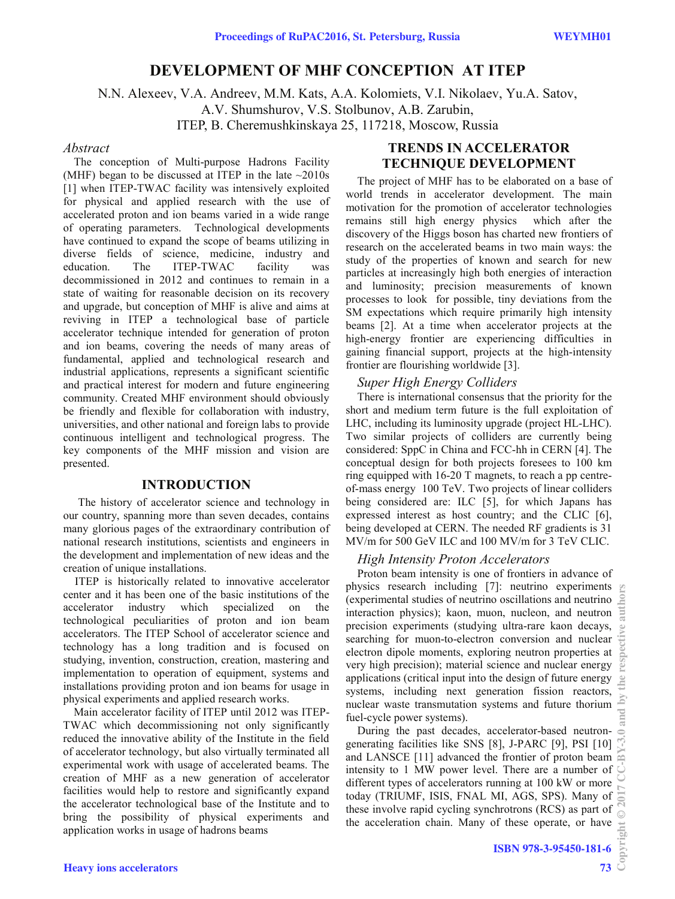# DEVELOPMENT OF MHF CONCEPTION AT ITEP

N.N. Alexeev, V.A. Andreev, M.M. Kats, A.A. Kolomiets, V.I. Nikolaev, Yu.A. Satov, A.V. Shumshurov, V.S. Stolbunov, A.B. Zarubin,
ITEP, B. Cheremushkinskaya 25, 117218, Moscow, Russia

## *Abstract*

The conception of Multi-purpose Hadrons Facility (MHF) began to be discussed at ITEP in the late ~2010s [1] when ITEP-TWAC facility was intensively exploited for physical and applied research with the use of accelerated proton and ion beams varied in a wide range of operating parameters. Technological developments have continued to expand the scope of beams utilizing in diverse fields of science, medicine, industry and education. The ITEP-TWAC facility was decommissioned in 2012 and continues to remain in a state of waiting for reasonable decision on its recovery and upgrade, but conception of MHF is alive and aims at reviving in ITEP a technological base of particle accelerator technique intended for generation of proton and ion beams, covering the needs of many areas of fundamental, applied and technological research and industrial applications, represents a significant scientific and practical interest for modern and future engineering community. Created MHF environment should obviously be friendly and flexible for collaboration with industry, universities, and other national and foreign labs to provide continuous intelligent and technological progress. The key components of the MHF mission and vision are presented.

## INTRODUCTION

The history of accelerator science and technology in our country, spanning more than seven decades, contains many glorious pages of the extraordinary contribution of national research institutions, scientists and engineers in the development and implementation of new ideas and the creation of unique installations.

ITEP is historically related to innovative accelerator center and it has been one of the basic institutions of the accelerator industry which specialized on the technological peculiarities of proton and ion beam accelerators. The ITEP School of accelerator science and technology has a long tradition and is focused on studying, invention, construction, creation, mastering and implementation to operation of equipment, systems and installations providing proton and ion beams for usage in physical experiments and applied research works.

Main accelerator facility of ITEP until 2012 was ITEP-TWAC which decommissioning not only significantly reduced the innovative ability of the Institute in the field of accelerator technology, but also virtually terminated all experimental work with usage of accelerated beams. The creation of MHF as a new generation of accelerator facilities would help to restore and significantly expand the accelerator technological base of the Institute and to bring the possibility of physical experiments and application works in usage of hadrons beams

## TRENDS IN ACCELERATOR TECHNIQUE DEVELOPMENT

The project of MHF has to be elaborated on a base of world trends in accelerator development. The main motivation for the promotion of accelerator technologies remains still high energy physics which after the discovery of the Higgs boson has charted new frontiers of research on the accelerated beams in two main ways: the study of the properties of known and search for new particles at increasingly high both energies of interaction and luminosity; precision measurements of known processes to look for possible, tiny deviations from the SM expectations which require primarily high intensity beams [2]. At a time when accelerator projects at the high-energy frontier are experiencing difficulties in gaining financial support, projects at the high-intensity frontier are flourishing worldwide [3].

### *Super High Energy Colliders*

There is international consensus that the priority for the short and medium term future is the full exploitation of LHC, including its luminosity upgrade (project HL-LHC). Two similar projects of colliders are currently being considered: SppC in China and FCC-hh in CERN [4]. The conceptual design for both projects foresees to 100 km ring equipped with 16-20 T magnets, to reach a pp centre-of-mass energy 100 TeV. Two projects of linear colliders being considered are: ILC [5], for which Japans has expressed interest as host country; and the CLIC [6], being developed at CERN. The needed RF gradients is 31 MV/m for 500 GeV ILC and 100 MV/m for 3 TeV CLIC.

### *High Intensity Proton Accelerators*

Proton beam intensity is one of frontiers in advance of physics research including [7]: neutrino experiments (experimental studies of neutrino oscillations and neutrino interaction physics); kaon, muon, nucleon, and neutron precision experiments (studying ultra-rare kaon decays, searching for muon-to-electron conversion and nuclear electron dipole moments, exploring neutron properties at very high precision); material science and nuclear energy applications (critical input into the design of future energy systems, including next generation fission reactors, nuclear waste transmutation systems and future thorium fuel-cycle power systems).

During the past decades, accelerator-based neutron-generating facilities like SNS [8], J-PARC [9], PSI [10] and LANSCE [11] advanced the frontier of proton beam intensity to 1 MW power level. There are a number of different types of accelerators running at 100 kW or more today (TRIUMF, ISIS, FNAL MI, AGS, SPS). Many of these involve rapid cycling synchrotrons (RCS) as part of the acceleration chain. Many of these operate, or have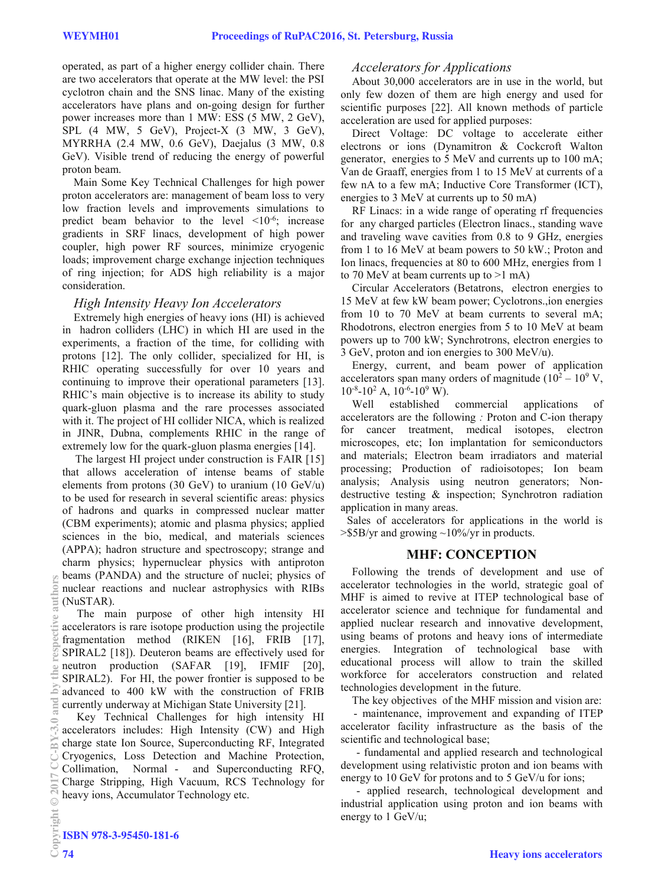operated, as part of a higher energy collider chain. There are two accelerators that operate at the MW level: the PSI cyclotron chain and the SNS linac. Many of the existing accelerators have plans and on-going design for further power increases more than 1 MW: ESS (5 MW, 2 GeV), SPL (4 MW, 5 GeV), Project-X (3 MW, 3 GeV), MYRRHA (2.4 MW, 0.6 GeV), Daejalus (3 MW, 0.8 GeV). Visible trend of reducing the energy of powerful proton beam.

Main Some Key Technical Challenges for high power proton accelerators are: management of beam loss to very low fraction levels and improvements simulations to predict beam behavior to the level $<10^{-6}$; increase gradients in SRF linacs, development of high power coupler, high power RF sources, minimize cryogenic loads; improvement charge exchange injection techniques of ring injection; for ADS high reliability is a major consideration.

### *High Intensity Heavy Ion Accelerators*

Extremely high energies of heavy ions (HI) is achieved in hadron colliders (LHC) in which HI are used in the experiments, a fraction of the time, for colliding with protons [12]. The only collider, specialized for HI, is RHIC operating successfully for over 10 years and continuing to improve their operational parameters [13]. RHIC's main objective is to increase its ability to study quark-gluon plasma and the rare processes associated with it. The project of HI collider NICA, which is realized in JINR, Dubna, complements RHIC in the range of extremely low for the quark-gluon plasma energies [14].

The largest HI project under construction is FAIR [15] that allows acceleration of intense beams of stable elements from protons (30 GeV) to uranium (10 GeV/u) to be used for research in several scientific areas: physics of hadrons and quarks in compressed nuclear matter (CBM experiments); atomic and plasma physics; applied sciences in the bio, medical, and materials sciences (APPA); hadron structure and spectroscopy; strange and charm physics; hypernuclear physics with antiproton beams (PANDA) and the structure of nuclei; physics of nuclear reactions and nuclear astrophysics with RIBs (NuSTAR).

The main purpose of other high intensity HI accelerators is rare isotope production using the projectile fragmentation method (RIKEN [16], FRIB [17], SPIRAL2 [18]). Deuteron beams are effectively used for neutron production (SAFAR [19], IFMIF [20], SPIRAL2). For HI, the power frontier is supposed to be advanced to 400 kW with the construction of FRIB currently underway at Michigan State University [21].

Key Technical Challenges for high intensity HI accelerators includes: High Intensity (CW) and High charge state Ion Source, Superconducting RF, Integrated Cryogenics, Loss Detection and Machine Protection, Collimation, Normal - and Superconducting RFQ, Charge Stripping, High Vacuum, RCS Technology for heavy ions, Accumulator Technology etc.

### *Accelerators for Applications*

About 30,000 accelerators are in use in the world, but only few dozen of them are high energy and used for scientific purposes [22]. All known methods of particle acceleration are used for applied purposes:

Direct Voltage: DC voltage to accelerate either electrons or ions (Dynamitron & Cockcroft Walton generator, energies to 5 MeV and currents up to 100 mA; Van de Graaff, energies from 1 to 15 MeV at currents of a few nA to a few mA; Inductive Core Transformer (ICT), energies to 3 MeV at currents up to 50 mA)

RF Linacs: in a wide range of operating rf frequencies for any charged particles (Electron linacs., standing wave and traveling wave cavities from 0.8 to 9 GHz, energies from 1 to 16 MeV at beam powers to 50 kW.; Proton and Ion linacs, frequencies at 80 to 600 MHz, energies from 1 to 70 MeV at beam currents up to >1 mA)

Circular Accelerators (Betatrons, electron energies to 15 MeV at few kW beam power; Cyclotrons.,ion energies from 10 to 70 MeV at beam currents to several mA; Rhodotrons, electron energies from 5 to 10 MeV at beam powers up to 700 kW; Synchrotrons, electron energies to 3 GeV, proton and ion energies to 300 MeV/u).

Energy, current, and beam power of application accelerators span many orders of magnitude ($10^2 – 10^9$ V, $10^{-8}$-$10^2$ A, $10^{-6}$-$10^9$ W).

Well established commercial applications of accelerators are the following : Proton and C-ion therapy for cancer treatment, medical isotopes, electron microscopes, etc; Ion implantation for semiconductors and materials; Electron beam irradiators and material processing; Production of radioisotopes; Ion beam analysis; Analysis using neutron generators; Non-destructive testing & inspection; Synchrotron radiation application in many areas.

Sales of accelerators for applications in the world is >$5B/yr and growing ~10%/yr in products.

## MHF: CONCEPTION

Following the trends of development and use of accelerator technologies in the world, strategic goal of MHF is aimed to revive at ITEP technological base of accelerator science and technique for fundamental and applied nuclear research and innovative development, using beams of protons and heavy ions of intermediate energies. Integration of technological base with educational process will allow to train the skilled workforce for accelerators construction and related technologies development in the future.

The key objectives of the MHF mission and vision are:

- maintenance, improvement and expanding of ITEP accelerator facility infrastructure as the basis of the scientific and technological base;
- fundamental and applied research and technological development using relativistic proton and ion beams with energy to 10 GeV for protons and to 5 GeV/u for ions;
- applied research, technological development and industrial application using proton and ion beams with energy to 1 GeV/u;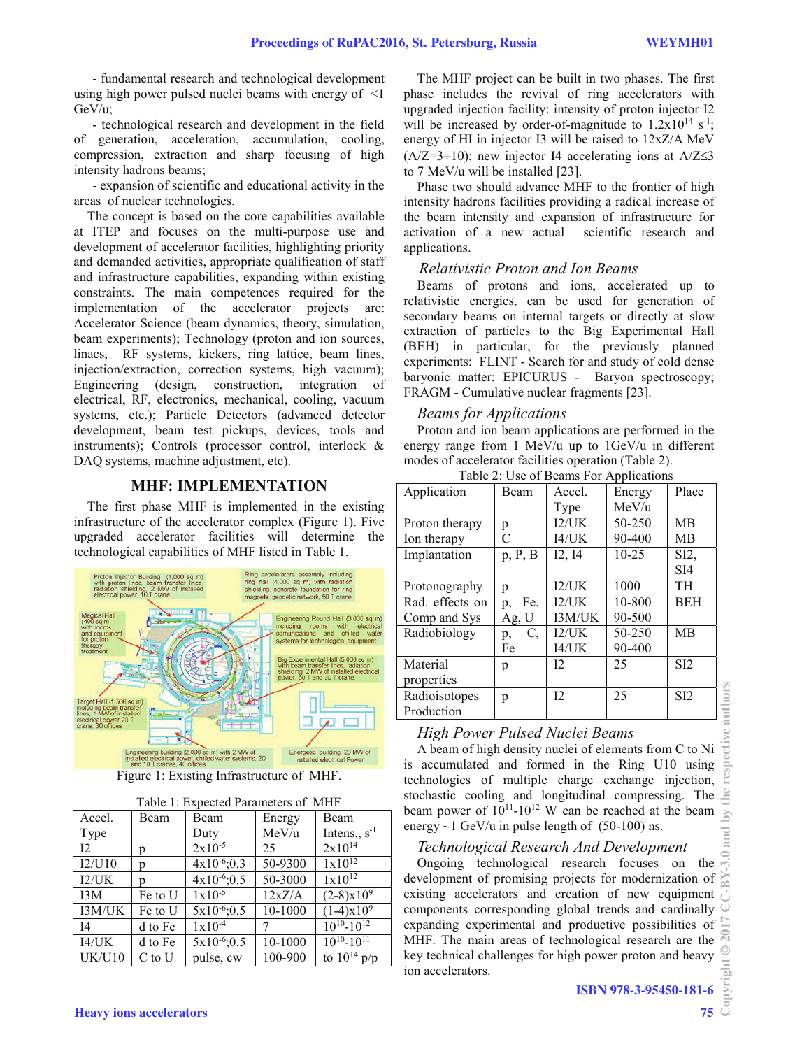- fundamental research and technological development using high power pulsed nuclei beams with energy of <1 GeV/u;

- technological research and development in the field of generation, acceleration, accumulation, cooling, compression, extraction and sharp focusing of high intensity hadrons beams;

- expansion of scientific and educational activity in the areas of nuclear technologies.

The concept is based on the core capabilities available at ITEP and focuses on the multi-purpose use and development of accelerator facilities, highlighting priority and demanded activities, appropriate qualification of staff and infrastructure capabilities, expanding within existing constraints. The main competences required for the implementation of the accelerator projects are: Accelerator Science (beam dynamics, theory, simulation, beam experiments); Technology (proton and ion sources, linacs, RF systems, kickers, ring lattice, beam lines, injection/extraction, correction systems, high vacuum); Engineering (design, construction, integration of electrical, RF, electronics, mechanical, cooling, vacuum systems, etc.); Particle Detectors (advanced detector development, beam test pickups, devices, tools and instruments); Controls (processor control, interlock & DAQ systems, machine adjustment, etc).

## MHF: IMPLEMENTATION

The first phase MHF is implemented in the existing infrastructure of the accelerator complex (Figure 1). Five upgraded accelerator facilities will determine the technological capabilities of MHF listed in Table 1.

Figure 1: Existing Infrastructure of MHF.

Table 1: Expected Parameters of MHF

| Accel. Type | Beam | Beam Duty | Energy MeV/u | Beam Intens., $s^{-1}$ |
|---|---|---|---|---|
| I2 | p | $2x10^{-5}$ | 25 | $2x10^{14}$ |
| I2/U10 | p | $4x10^{-6}$;0.3 | 50-9300 | $1x10^{12}$ |
| I2/UK | p | $4x10^{-6}$;0.5 | 50-3000 | $1x10^{12}$ |
| I3M | Fe to U | $1x10^{-5}$ | 12xZ/A | $(2\text{-}8)x10^{9}$ |
| I3M/UK | Fe to U | $5x10^{-6}$;0.5 | 10-1000 | $(1\text{-}4)x10^{9}$ |
| I4 | d to Fe | $1x10^{-4}$ | 7 | $10^{10}$-$10^{12}$ |
| I4/UK | d to Fe | $5x10^{-6}$;0.5 | 10-1000 | $10^{10}$-$10^{11}$ |
| UK/U10 | C to U | pulse, cw | 100-900 | to $10^{14}$ p/p |

The MHF project can be built in two phases. The first phase includes the revival of ring accelerators with upgraded injection facility: intensity of proton injector I2 will be increased by order-of-magnitude to $1.2x10^{14}$ $s^{-1}$; energy of HI in injector I3 will be raised to 12xZ/A MeV (A/Z=3÷10); new injector I4 accelerating ions at A/Z≤3 to 7 MeV/u will be installed [23].

Phase two should advance MHF to the frontier of high intensity hadrons facilities providing a radical increase of the beam intensity and expansion of infrastructure for activation of a new actual scientific research and applications.

### *Relativistic Proton and Ion Beams*

Beams of protons and ions, accelerated up to relativistic energies, can be used for generation of secondary beams on internal targets or directly at slow extraction of particles to the Big Experimental Hall (BEH) in particular, for the previously planned experiments: FLINT - Search for and study of cold dense baryonic matter; EPICURUS - Baryon spectroscopy; FRAGM - Cumulative nuclear fragments [23].

### *Beams for Applications*

Proton and ion beam applications are performed in the energy range from 1 MeV/u up to 1GeV/u in different modes of accelerator facilities operation (Table 2).

Table 2: Use of Beams For Applications

| Application | Beam | Accel. Type | Energy MeV/u | Place |
|---|---|---|---|---|
| Proton therapy | p | I2/UK | 50-250 | MB |
| Ion therapy | C | I4/UK | 90-400 | MB |
| Implantation | p, P, B | I2, I4 | 10-25 | SI2, SI4 |
| Protonography | p | I2/UK | 1000 | TH |
| Rad. effects on Comp and Sys | p, Fe, Ag, U | I2/UK I3M/UK | 10-800 90-500 | BEH |
| Radiobiology | p, C, Fe | I2/UK I4/UK | 50-250 90-400 | MB |
| Material properties | p | I2 | 25 | SI2 |
| Radioisotopes Production | p | I2 | 25 | SI2 |

### *High Power Pulsed Nuclei Beams*

A beam of high density nuclei of elements from C to Ni is accumulated and formed in the Ring U10 using technologies of multiple charge exchange injection, stochastic cooling and longitudinal compressing. The beam power of $10^{11}$-$10^{12}$ W can be reached at the beam energy ~1 GeV/u in pulse length of (50-100) ns.

### *Technological Research And Development*

Ongoing technological research focuses on the development of promising projects for modernization of existing accelerators and creation of new equipment components corresponding global trends and cardinally expanding experimental and productive possibilities of MHF. The main areas of technological research are the key technical challenges for high power proton and heavy ion accelerators.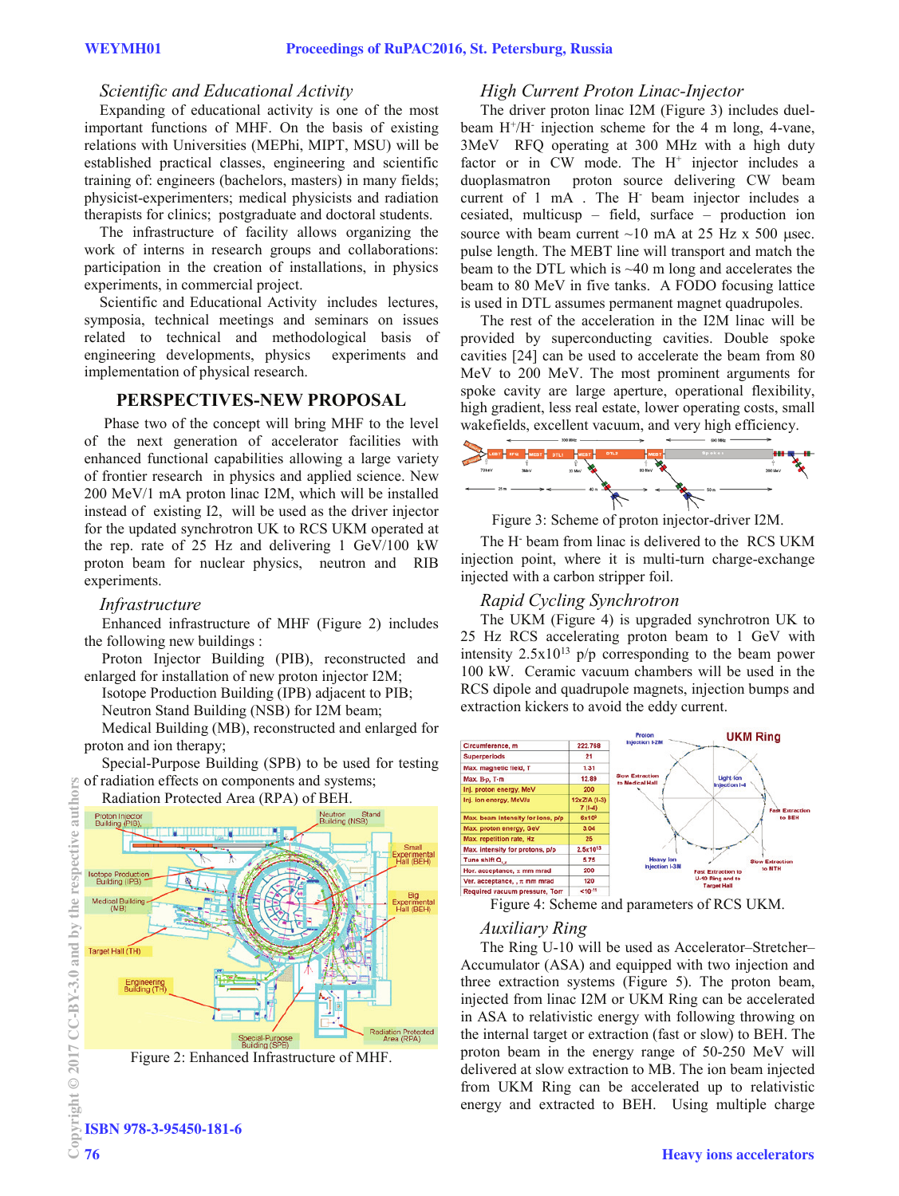### *Scientific and Educational Activity*

Expanding of educational activity is one of the most important functions of MHF. On the basis of existing relations with Universities (MEPhi, MIPT, MSU) will be established practical classes, engineering and scientific training of: engineers (bachelors, masters) in many fields; physicist-experimenters; medical physicists and radiation therapists for clinics; postgraduate and doctoral students.

The infrastructure of facility allows organizing the work of interns in research groups and collaborations: participation in the creation of installations, in physics experiments, in commercial project.

Scientific and Educational Activity includes lectures, symposia, technical meetings and seminars on issues related to technical and methodological basis of engineering developments, physics experiments and implementation of physical research.

## PERSPECTIVES-NEW PROPOSAL

Phase two of the concept will bring MHF to the level of the next generation of accelerator facilities with enhanced functional capabilities allowing a large variety of frontier research in physics and applied science. New 200 MeV/1 mA proton linac I2M, which will be installed instead of existing I2, will be used as the driver injector for the updated synchrotron UK to RCS UKM operated at the rep. rate of 25 Hz and delivering 1 GeV/100 kW proton beam for nuclear physics, neutron and RIB experiments.

### *Infrastructure*

Enhanced infrastructure of MHF (Figure 2) includes the following new buildings :

Proton Injector Building (PIB), reconstructed and enlarged for installation of new proton injector I2M;

Isotope Production Building (IPB) adjacent to PIB;

Neutron Stand Building (NSB) for I2M beam;

Medical Building (MB), reconstructed and enlarged for proton and ion therapy;

Special-Purpose Building (SPB) to be used for testing of radiation effects on components and systems;

Radiation Protected Area (RPA) of BEH.

Figure 2: Enhanced Infrastructure of MHF.

### *High Current Proton Linac-Injector*

The driver proton linac I2M (Figure 3) includes duel-beam $H^+$/$H^-$ injection scheme for the 4 m long, 4-vane, 3MeV RFQ operating at 300 MHz with a high duty factor or in CW mode. The $H^+$ injector includes a duoplasmatron proton source delivering CW beam current of 1 mA . The $H^-$ beam injector includes a cesiated, multicusp – field, surface – production ion source with beam current ~10 mA at 25 Hz x 500 µsec. pulse length. The MEBT line will transport and match the beam to the DTL which is ~40 m long and accelerates the beam to 80 MeV in five tanks. A FODO focusing lattice is used in DTL assumes permanent magnet quadrupoles.

The rest of the acceleration in the I2M linac will be provided by superconducting cavities. Double spoke cavities [24] can be used to accelerate the beam from 80 MeV to 200 MeV. The most prominent arguments for spoke cavity are large aperture, operational flexibility, high gradient, less real estate, lower operating costs, small wakefields, excellent vacuum, and very high efficiency.

Figure 3: Scheme of proton injector-driver I2M.

The $H^-$ beam from linac is delivered to the RCS UKM injection point, where it is multi-turn charge-exchange injected with a carbon stripper foil.

### *Rapid Cycling Synchrotron*

The UKM (Figure 4) is upgraded synchrotron UK to 25 Hz RCS accelerating proton beam to 1 GeV with intensity $2.5x10^{13}$ p/p corresponding to the beam power 100 kW. Ceramic vacuum chambers will be used in the RCS dipole and quadrupole magnets, injection bumps and extraction kickers to avoid the eddy current.

| Parameter | Value |
|---|---|
| Circumference, m | 222.768 |
| Superperiods | 21 |
| Max. magnetic field, T | 1.31 |
| Max. Bρ, T-m | 12.89 |
| Inj. proton energy, MeV | 200 |
| Inj. ion energy, MeV/u | 12xZ/A (I-3) 7 (I-4) |
| Max. beam intensity for ions, p/p | 6x10⁹ |
| Max. proton energy, GeV | 3.04 |
| Max. repetition rate, Hz | 25 |
| Max. intensity for protons, p/p | 2.5x10¹³ |
| Tune shift $Q_{x,y}$ | 5.75 |
| Hor. acceptance, π mm mrad | 200 |
| Ver. acceptance, π mm mrad | 120 |
| Required vacuum pressure, Torr | <10⁻¹¹ |

Figure 4: Scheme and parameters of RCS UKM.

### *Auxiliary Ring*

The Ring U-10 will be used as Accelerator–Stretcher–Accumulator (ASA) and equipped with two injection and three extraction systems (Figure 5). The proton beam, injected from linac I2M or UKM Ring can be accelerated in ASA to relativistic energy with following throwing on the internal target or extraction (fast or slow) to BEH. The proton beam in the energy range of 50-250 MeV will delivered at slow extraction to MB. The ion beam injected from UKM Ring can be accelerated up to relativistic energy and extracted to BEH. Using multiple charge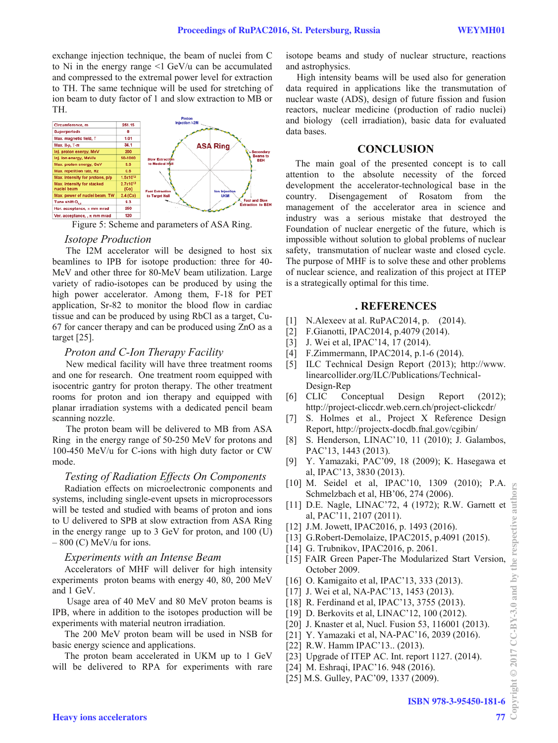exchange injection technique, the beam of nuclei from C to Ni in the energy range <1 GeV/u can be accumulated and compressed to the extremal power level for extraction to TH. The same technique will be used for stretching of ion beam to duty factor of 1 and slow extraction to MB or TH.

| | |
|---|---|
| Circumference, m | 251.15 |
| Superperiods | 8 |
| Max. magnetic field, T | 1.01 |
| Max. Bρ, T·m | 34.1 |
| Inj. proton energy, MeV | 200 |
| Inj. ion energy, MeV/u | 50-1000 |
| Max. proton energy, GeV | 3.3 |
| Max. repetition rate, Hz | 0.5 |
| Max. intensity for protons, p/p | $1.5x10^{12}$ |
| Max. intensity for stacked nuclei beam | $2.7x10^{13}$ (Co) |
| Max. power of nuclei beam TW | 2.4 (Co) |
| Tune shift $Q_{x,y}$ | 5.3 |
| Hor. acceptance, π mm mrad | 250 |
| Ver. acceptance, π mm mrad | 120 |

Proton Injection I-2M
ASA Ring
Secondary Beams to BEH
Slow Extraction to Medical Hall
Fast Extraction to Target Hall
Ion Injection UKM
Fast and Slow Extraction to BEH

Figure 5: Scheme and parameters of ASA Ring.

### *Isotope Production*

The I2M accelerator will be designed to host six beamlines to IPB for isotope production: three for 40-MeV and other three for 80-MeV beam utilization. Large variety of radio-isotopes can be produced by using the high power accelerator. Among them, F-18 for PET application, Sr-82 to monitor the blood flow in cardiac tissue and can be produced by using RbCl as a target, Cu-67 for cancer therapy and can be produced using ZnO as a target [25].

### *Proton and C-Ion Therapy Facility*

New medical facility will have three treatment rooms and one for research. One treatment room equipped with isocentric gantry for proton therapy. The other treatment rooms for proton and ion therapy and equipped with planar irradiation systems with a dedicated pencil beam scanning nozzle.

The proton beam will be delivered to MB from ASA Ring in the energy range of 50-250 MeV for protons and 100-450 MeV/u for C-ions with high duty factor or CW mode.

### *Testing of Radiation Effects On Components*

Radiation effects on microelectronic components and systems, including single-event upsets in microprocessors will be tested and studied with beams of proton and ions to U delivered to SPB at slow extraction from ASA Ring in the energy range up to 3 GeV for proton, and 100 (U) – 800 (C) MeV/u for ions.

### *Experiments with an Intense Beam*

Accelerators of MHF will deliver for high intensity experiments proton beams with energy 40, 80, 200 MeV and 1 GeV.

Usage area of 40 MeV and 80 MeV proton beams is IPB, where in addition to the isotopes production will be experiments with material neutron irradiation.

The 200 MeV proton beam will be used in NSB for basic energy science and applications.

The proton beam accelerated in UKM up to 1 GeV will be delivered to RPA for experiments with rare isotope beams and study of nuclear structure, reactions and astrophysics.

High intensity beams will be used also for generation data required in applications like the transmutation of nuclear waste (ADS), design of future fission and fusion reactors, nuclear medicine (production of radio nuclei) and biology (cell irradiation), basic data for evaluated data bases.

## CONCLUSION

The main goal of the presented concept is to call attention to the absolute necessity of the forced development the accelerator-technological base in the country. Disengagement of Rosatom from the management of the accelerator area in science and industry was a serious mistake that destroyed the Foundation of nuclear energetic of the future, which is impossible without solution to global problems of nuclear safety, transmutation of nuclear waste and closed cycle. The purpose of MHF is to solve these and other problems of nuclear science, and realization of this project at ITEP is a strategically optimal for this time.

## . REFERENCES

[1] N.Alexeev at al. RuPAC2014, p. (2014).
[2] F.Gianotti, IPAC2014, p.4079 (2014).
[3] J. Wei et al, IPAC'14, 17 (2014).
[4] F.Zimmermann, IPAC2014, p.1-6 (2014).
[5] ILC Technical Design Report (2013); http://www.linearcollider.org/ILC/Publications/Technical-Design-Rep
[6] CLIC Conceptual Design Report (2012); http://project-cliccdr.web.cern.ch/project-clickcdr/
[7] S. Holmes et al., Project X Reference Design Report, http://projectx-docdb.fnal.gov/cgibin/
[8] S. Henderson, LINAC'10, 11 (2010); J. Galambos, PAC'13, 1443 (2013).
[9] Y. Yamazaki, PAC'09, 18 (2009); K. Hasegawa et al, IPAC'13, 3830 (2013).
[10] M. Seidel et al, IPAC'10, 1309 (2010); P.A. Schmelzbach et al, HB'06, 274 (2006).
[11] D.E. Nagle, LINAC'72, 4 (1972); R.W. Garnett et al, PAC'11, 2107 (2011).
[12] J.M. Jowett, IPAC2016, p. 1493 (2016).
[13] G.Robert-Demolaize, IPAC2015, p.4091 (2015).
[14] G. Trubnikov, IPAC2016, p. 2061.
[15] FAIR Green Paper-The Modularized Start Version, October 2009.
[16] O. Kamigaito et al, IPAC'13, 333 (2013).
[17] J. Wei et al, NA-PAC'13, 1453 (2013).
[18] R. Ferdinand et al, IPAC'13, 3755 (2013).
[19] D. Berkovits et al, LINAC'12, 100 (2012).
[20] J. Knaster et al, Nucl. Fusion 53, 116001 (2013).
[21] Y. Yamazaki et al, NA-PAC'16, 2039 (2016).
[22] R.W. Hamm IPAC'13.. (2013).
[23] Upgrade of ITEP AC. Int. report 1127. (2014).
[24] M. Eshraqi, IPAC'16. 948 (2016).
[25] M.S. Gulley, PAC'09, 1337 (2009).